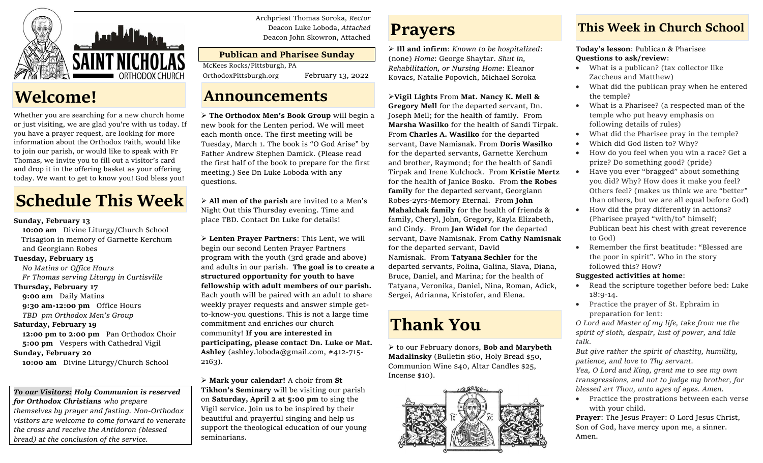SAINT NICHOLAS ORTHODOX CHURCH

Archpriest Thomas Soroka, *Rector*
Deacon Luke Loboda, *Attached*
Deacon John Skowron, Attached

**Publican and Pharisee Sunday**

McKees Rocks/Pittsburgh, PA
OrthodoxPittsburgh.org February 13, 2022

# Welcome!

Whether you are searching for a new church home or just visiting, we are glad you're with us today. If you have a prayer request, are looking for more information about the Orthodox Faith, would like to join our parish, or would like to speak with Fr Thomas, we invite you to fill out a visitor's card and drop it in the offering basket as your offering today. We want to get to know you! God bless you!

# Schedule This Week

**Sunday, February 13**
**10:00 am** Divine Liturgy/Church School
Trisagion in memory of Garnette Kerchum and Georgiann Robes

**Tuesday, February 15**
*No Matins or Office Hours*
*Fr Thomas serving Liturgy in Curtisville*

**Thursday, February 17**
**9:00 am** Daily Matins
**9:30 am-12:00 pm** Office Hours
*TBD pm Orthodox Men's Group*

**Saturday, February 19**
**12:00 pm to 2:00 pm** Pan Orthodox Choir
**5:00 pm** Vespers with Cathedral Vigil

**Sunday, February 20**
**10:00 am** Divine Liturgy/Church School

***To our Visitors:* *Holy Communion is reserved for Orthodox Christians*** *who prepare themselves by prayer and fasting. Non-Orthodox visitors are welcome to come forward to venerate the cross and receive the Antidoron (blessed bread) at the conclusion of the service.*

# Announcements

- **The Orthodox Men's Book Group** will begin a new book for the Lenten period. We will meet each month once. The first meeting will be Tuesday, March 1. The book is "O God Arise" by Father Andrew Stephen Damick. (Please read the first half of the book to prepare for the first meeting.) See Dn Luke Loboda with any questions.

- **All men of the parish** are invited to a Men's Night Out this Thursday evening. Time and place TBD. Contact Dn Luke for details!

- **Lenten Prayer Partners**: This Lent, we will begin our second Lenten Prayer Partners program with the youth (3rd grade and above) and adults in our parish. **The goal is to create a structured opportunity for youth to have fellowship with adult members of our parish.** Each youth will be paired with an adult to share weekly prayer requests and answer simple get-to-know-you questions. This is not a large time commitment and enriches our church community! **If you are interested in participating, please contact Dn. Luke or Mat. Ashley** (ashley.loboda@gmail.com, #412-715-2163).

- **Mark your calendar!** A choir from **St Tikhon's Seminary** will be visiting our parish on **Saturday, April 2 at 5:00 pm** to sing the Vigil service. Join us to be inspired by their beautiful and prayerful singing and help us support the theological education of our young seminarians.

# Prayers

- **Ill and infirm**: *Known to be hospitalized*: (none) *Home*: George Shaytar. *Shut in, Rehabilitation, or Nursing Home*: Eleanor Kovacs, Natalie Popovich, Michael Soroka

- **Vigil Lights** From **Mat. Nancy K. Mell & Gregory Mell** for the departed servant, Dn. Joseph Mell; for the health of family. From **Marsha Wasilko** for the health of Sandi Tirpak. From **Charles A. Wasilko** for the departed servant, Dave Namisnak. From **Doris Wasilko** for the departed servants, Garnette Kerchum and brother, Raymond; for the health of Sandi Tirpak and Irene Kulchock. From **Kristie Mertz** for the health of Janice Bosko. From **the Robes family** for the departed servant, Georgiann Robes-2yrs-Memory Eternal. From **John Mahalchak family** for the health of friends & family, Cheryl, John, Gregory, Kayla Elizabeth, and Cindy. From **Jan Widel** for the departed servant, Dave Namisnak. From **Cathy Namisnak** for the departed servant, David Namisnak. From **Tatyana Sechler** for the departed servants, Polina, Galina, Slava, Diana, Bruce, Daniel, and Marina; for the health of Tatyana, Veronika, Daniel, Nina, Roman, Adick, Sergei, Adrianna, Kristofer, and Elena.

# Thank You

- to our February donors, **Bob and Marybeth Madalinsky** (Bulletin $60, Holy Bread $50, Communion Wine $40, Altar Candles $25, Incense $10).

# This Week in Church School

**Today's lesson**: Publican & Pharisee
**Questions to ask/review**:

- What is a publican? (tax collector like Zaccheus and Matthew)
- What did the publican pray when he entered the temple?
- What is a Pharisee? (a respected man of the temple who put heavy emphasis on following details of rules)
- What did the Pharisee pray in the temple?
- Which did God listen to? Why?
- How do you feel when you win a race? Get a prize? Do something good? (pride)
- Have you ever "bragged" about something you did? Why? How does it make you feel? Others feel? (makes us think we are "better" than others, but we are all equal before God)
- How did the pray differently in actions? (Pharisee prayed "with/to" himself; Publican beat his chest with great reverence to God)
- Remember the first beatitude: "Blessed are the poor in spirit". Who in the story followed this? How?

**Suggested activities at home**:

- Read the scripture together before bed: Luke 18:9-14.
- Practice the prayer of St. Ephraim in preparation for lent:

*O Lord and Master of my life, take from me the spirit of sloth, despair, lust of power, and idle talk.*
*But give rather the spirit of chastity, humility, patience, and love to Thy servant.*
*Yea, O Lord and King, grant me to see my own transgressions, and not to judge my brother, for blessed art Thou, unto ages of ages. Amen.*

- Practice the prostrations between each verse with your child.

**Prayer**: The Jesus Prayer: O Lord Jesus Christ, Son of God, have mercy upon me, a sinner. Amen.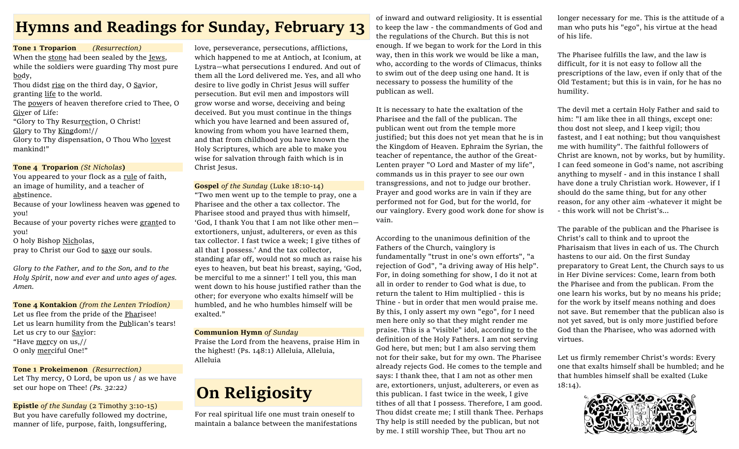# Hymns and Readings for Sunday, February 13

**Tone 1 Troparion** *(Resurrection)*

When the stone had been sealed by the Jews,
while the soldiers were guarding Thy most pure body,
Thou didst rise on the third day, O Savior,
granting life to the world.
The powers of heaven therefore cried to Thee, O Giver of Life:
"Glory to Thy Resurrection, O Christ!
Glory to Thy Kingdom!//
Glory to Thy dispensation, O Thou Who lovest mankind!"

**Tone 4 Troparion** *(St Nicholas)*

You appeared to your flock as a rule of faith,
an image of humility, and a teacher of abstinence.
Because of your lowliness heaven was opened to you!
Because of your poverty riches were granted to you!
O holy Bishop Nicholas,
pray to Christ our God to save our souls.

*Glory to the Father, and to the Son, and to the Holy Spirit, now and ever and unto ages of ages. Amen.*

**Tone 4 Kontakion** *(from the Lenten Triodion)*

Let us flee from the pride of the Pharisee!
Let us learn humility from the Publican's tears!
Let us cry to our Savior:
"Have mercy on us,//
O only merciful One!"

**Tone 1 Prokeimenon** *(Resurrection)*

Let Thy mercy, O Lord, be upon us / as we have set our hope on Thee! *(Ps. 32:22)*

**Epistle** *of the Sunday* (2 Timothy 3:10-15)

But you have carefully followed my doctrine, manner of life, purpose, faith, longsuffering, love, perseverance, persecutions, afflictions, which happened to me at Antioch, at Iconium, at Lystra—what persecutions I endured. And out of them all the Lord delivered me. Yes, and all who desire to live godly in Christ Jesus will suffer persecution. But evil men and impostors will grow worse and worse, deceiving and being deceived. But you must continue in the things which you have learned and been assured of, knowing from whom you have learned them, and that from childhood you have known the Holy Scriptures, which are able to make you wise for salvation through faith which is in Christ Jesus.

**Gospel** *of the Sunday* (Luke 18:10-14)

"Two men went up to the temple to pray, one a Pharisee and the other a tax collector. The Pharisee stood and prayed thus with himself, 'God, I thank You that I am not like other men—extortioners, unjust, adulterers, or even as this tax collector. I fast twice a week; I give tithes of all that I possess.' And the tax collector, standing afar off, would not so much as raise his eyes to heaven, but beat his breast, saying, 'God, be merciful to me a sinner!' I tell you, this man went down to his house justified rather than the other; for everyone who exalts himself will be humbled, and he who humbles himself will be exalted."

**Communion Hymn** *of Sunday*

Praise the Lord from the heavens, praise Him in the highest! (Ps. 148:1) Alleluia, Alleluia, Alleluia

# On Religiosity

For real spiritual life one must train oneself to maintain a balance between the manifestations of inward and outward religiosity. It is essential to keep the law - the commandments of God and the regulations of the Church. But this is not enough. If we began to work for the Lord in this way, then in this work we would be like a man, who, according to the words of Climacus, thinks to swim out of the deep using one hand. It is necessary to possess the humility of the publican as well.

It is necessary to hate the exaltation of the Pharisee and the fall of the publican. The publican went out from the temple more justified; but this does not yet mean that he is in the Kingdom of Heaven. Ephraim the Syrian, the teacher of repentance, the author of the Great-Lenten prayer "O Lord and Master of my life", commands us in this prayer to see our own transgressions, and not to judge our brother. Prayer and good works are in vain if they are performed not for God, but for the world, for our vainglory. Every good work done for show is vain.

According to the unanimous definition of the Fathers of the Church, vainglory is fundamentally "trust in one's own efforts", "a rejection of God", "a driving away of His help". For, in doing something for show, I do it not at all in order to render to God what is due, to return the talent to Him multiplied - this is Thine - but in order that men would praise me. By this, I only assert my own "ego", for I need men here only so that they might render me praise. This is a "visible" idol, according to the definition of the Holy Fathers. I am not serving God here, but men; but I am also serving them not for their sake, but for my own. The Pharisee already rejects God. He comes to the temple and says: I thank thee, that I am not as other men are, extortioners, unjust, adulterers, or even as this publican. I fast twice in the week, I give tithes of all that I possess. Therefore, I am good. Thou didst create me; I still thank Thee. Perhaps Thy help is still needed by the publican, but not by me. I still worship Thee, but Thou art no longer necessary for me. This is the attitude of a man who puts his "ego", his virtue at the head of his life.

The Pharisee fulfills the law, and the law is difficult, for it is not easy to follow all the prescriptions of the law, even if only that of the Old Testament; but this is in vain, for he has no humility.

The devil met a certain Holy Father and said to him: "I am like thee in all things, except one: thou dost not sleep, and I keep vigil; thou fastest, and I eat nothing; but thou vanquishest me with humility". The faithful followers of Christ are known, not by works, but by humility. I can feed someone in God's name, not ascribing anything to myself - and in this instance I shall have done a truly Christian work. However, if I should do the same thing, but for any other reason, for any other aim -whatever it might be - this work will not be Christ's...

The parable of the publican and the Pharisee is Christ's call to think and to uproot the Pharisaism that lives in each of us. The Church hastens to our aid. On the first Sunday preparatory to Great Lent, the Church says to us in Her Divine services: Come, learn from both the Pharisee and from the publican. From the one learn his works, but by no means his pride; for the work by itself means nothing and does not save. But remember that the publican also is not yet saved, but is only more justified before God than the Pharisee, who was adorned with virtues.

Let us firmly remember Christ's words: Every one that exalts himself shall be humbled; and he that humbles himself shall be exalted (Luke 18:14).